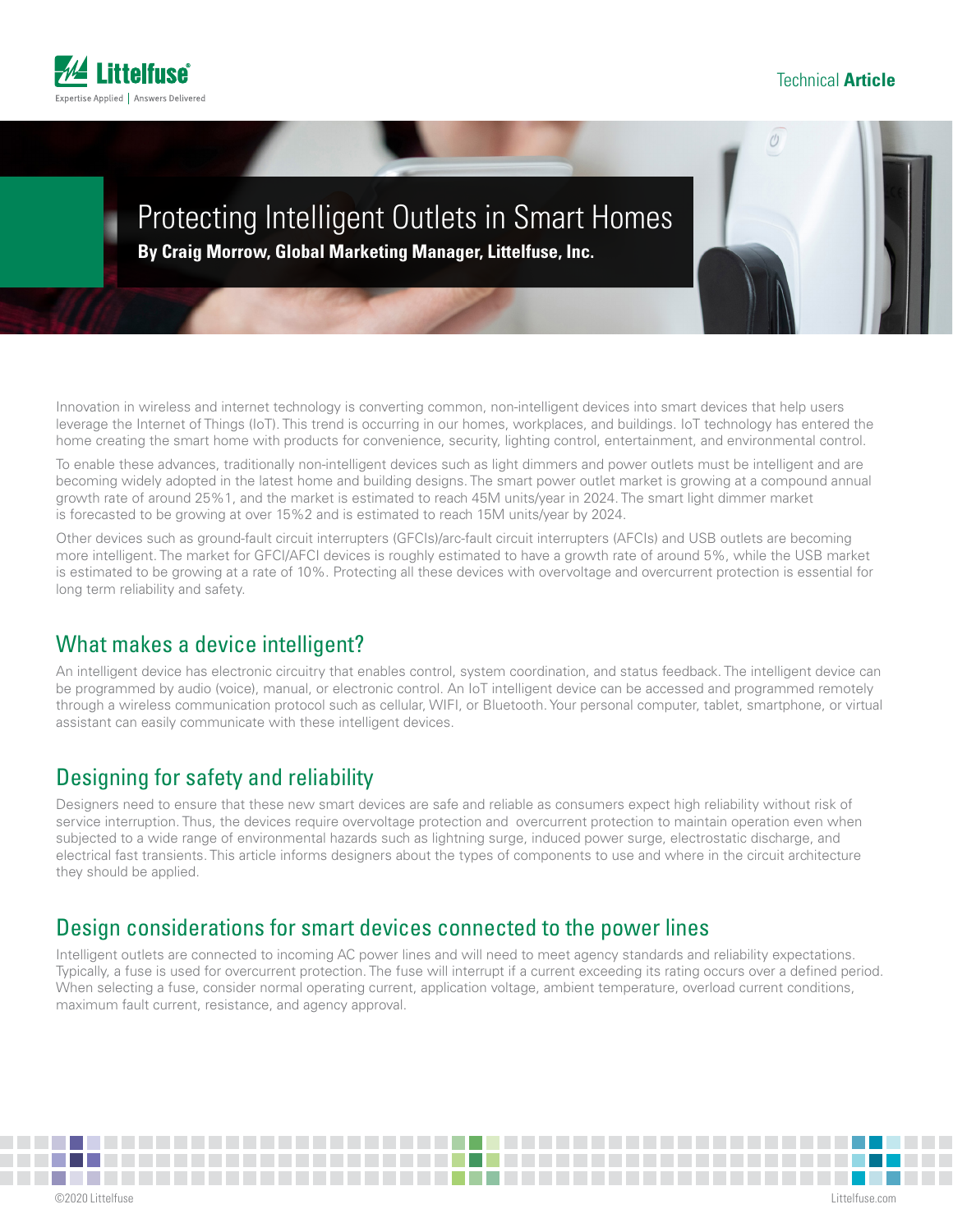Technical **Article**

# Protecting Intelligent Outlets in Smart Homes

**By Craig Morrow, Global Marketing Manager, Littelfuse, Inc.**

Innovation in wireless and internet technology is converting common, non-intelligent devices into smart devices that help users leverage the Internet of Things (IoT). This trend is occurring in our homes, workplaces, and buildings. IoT technology has entered the home creating the smart home with products for convenience, security, lighting control, entertainment, and environmental control.

To enable these advances, traditionally non-intelligent devices such as light dimmers and power outlets must be intelligent and are becoming widely adopted in the latest home and building designs. The smart power outlet market is growing at a compound annual growth rate of around 25%[1], and the market is estimated to reach 45M units/year in 2024. The smart light dimmer market is forecasted to be growing at over 15%[2] and is estimated to reach 15M units/year by 2024.

Other devices such as ground-fault circuit interrupters (GFCIs)/arc-fault circuit interrupters (AFCIs) and USB outlets are becoming more intelligent. The market for GFCI/AFCI devices is roughly estimated to have a growth rate of around 5%, while the USB market is estimated to be growing at a rate of 10%. Protecting all these devices with overvoltage and overcurrent protection is essential for long term reliability and safety.

## What makes a device intelligent?

An intelligent device has electronic circuitry that enables control, system coordination, and status feedback. The intelligent device can be programmed by audio (voice), manual, or electronic control. An IoT intelligent device can be accessed and programmed remotely through a wireless communication protocol such as cellular, WIFI, or Bluetooth. Your personal computer, tablet, smartphone, or virtual assistant can easily communicate with these intelligent devices.

## Designing for safety and reliability

Designers need to ensure that these new smart devices are safe and reliable as consumers expect high reliability without risk of service interruption. Thus, the devices require overvoltage protection and overcurrent protection to maintain operation even when subjected to a wide range of environmental hazards such as lightning surge, induced power surge, electrostatic discharge, and electrical fast transients. This article informs designers about the types of components to use and where in the circuit architecture they should be applied.

## Design considerations for smart devices connected to the power lines

Intelligent outlets are connected to incoming AC power lines and will need to meet agency standards and reliability expectations. Typically, a fuse is used for overcurrent protection. The fuse will interrupt if a current exceeding its rating occurs over a defined period. When selecting a fuse, consider normal operating current, application voltage, ambient temperature, overload current conditions, maximum fault current, resistance, and agency approval.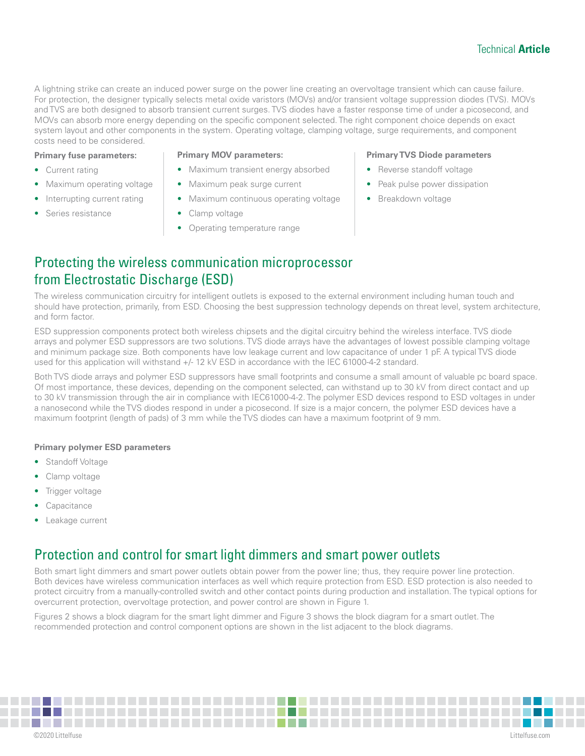A lightning strike can create an induced power surge on the power line creating an overvoltage transient which can cause failure. For protection, the designer typically selects metal oxide varistors (MOVs) and/or transient voltage suppression diodes (TVS). MOVs and TVS are both designed to absorb transient current surges. TVS diodes have a faster response time of under a picosecond, and MOVs can absorb more energy depending on the specific component selected. The right component choice depends on exact system layout and other components in the system. Operating voltage, clamping voltage, surge requirements, and component costs need to be considered.

**Primary fuse parameters:**

- Current rating
- Maximum operating voltage
- Interrupting current rating
- Series resistance

**Primary MOV parameters:**

- Maximum transient energy absorbed
- Maximum peak surge current
- Maximum continuous operating voltage
- Clamp voltage
- Operating temperature range

**Primary TVS Diode parameters**

- Reverse standoff voltage
- Peak pulse power dissipation
- Breakdown voltage

## Protecting the wireless communication microprocessor from Electrostatic Discharge (ESD)

The wireless communication circuitry for intelligent outlets is exposed to the external environment including human touch and should have protection, primarily, from ESD. Choosing the best suppression technology depends on threat level, system architecture, and form factor.

ESD suppression components protect both wireless chipsets and the digital circuitry behind the wireless interface. TVS diode arrays and polymer ESD suppressors are two solutions. TVS diode arrays have the advantages of lowest possible clamping voltage and minimum package size. Both components have low leakage current and low capacitance of under 1 pF. A typical TVS diode used for this application will withstand +/- 12 kV ESD in accordance with the IEC 61000-4-2 standard.

Both TVS diode arrays and polymer ESD suppressors have small footprints and consume a small amount of valuable pc board space. Of most importance, these devices, depending on the component selected, can withstand up to 30 kV from direct contact and up to 30 kV transmission through the air in compliance with IEC61000-4-2. The polymer ESD devices respond to ESD voltages in under a nanosecond while the TVS diodes respond in under a picosecond. If size is a major concern, the polymer ESD devices have a maximum footprint (length of pads) of 3 mm while the TVS diodes can have a maximum footprint of 9 mm.

**Primary polymer ESD parameters**

- Standoff Voltage
- Clamp voltage
- Trigger voltage
- Capacitance
- Leakage current

## Protection and control for smart light dimmers and smart power outlets

Both smart light dimmers and smart power outlets obtain power from the power line; thus, they require power line protection. Both devices have wireless communication interfaces as well which require protection from ESD. ESD protection is also needed to protect circuitry from a manually-controlled switch and other contact points during production and installation. The typical options for overcurrent protection, overvoltage protection, and power control are shown in Figure 1.

Figures 2 shows a block diagram for the smart light dimmer and Figure 3 shows the block diagram for a smart outlet. The recommended protection and control component options are shown in the list adjacent to the block diagrams.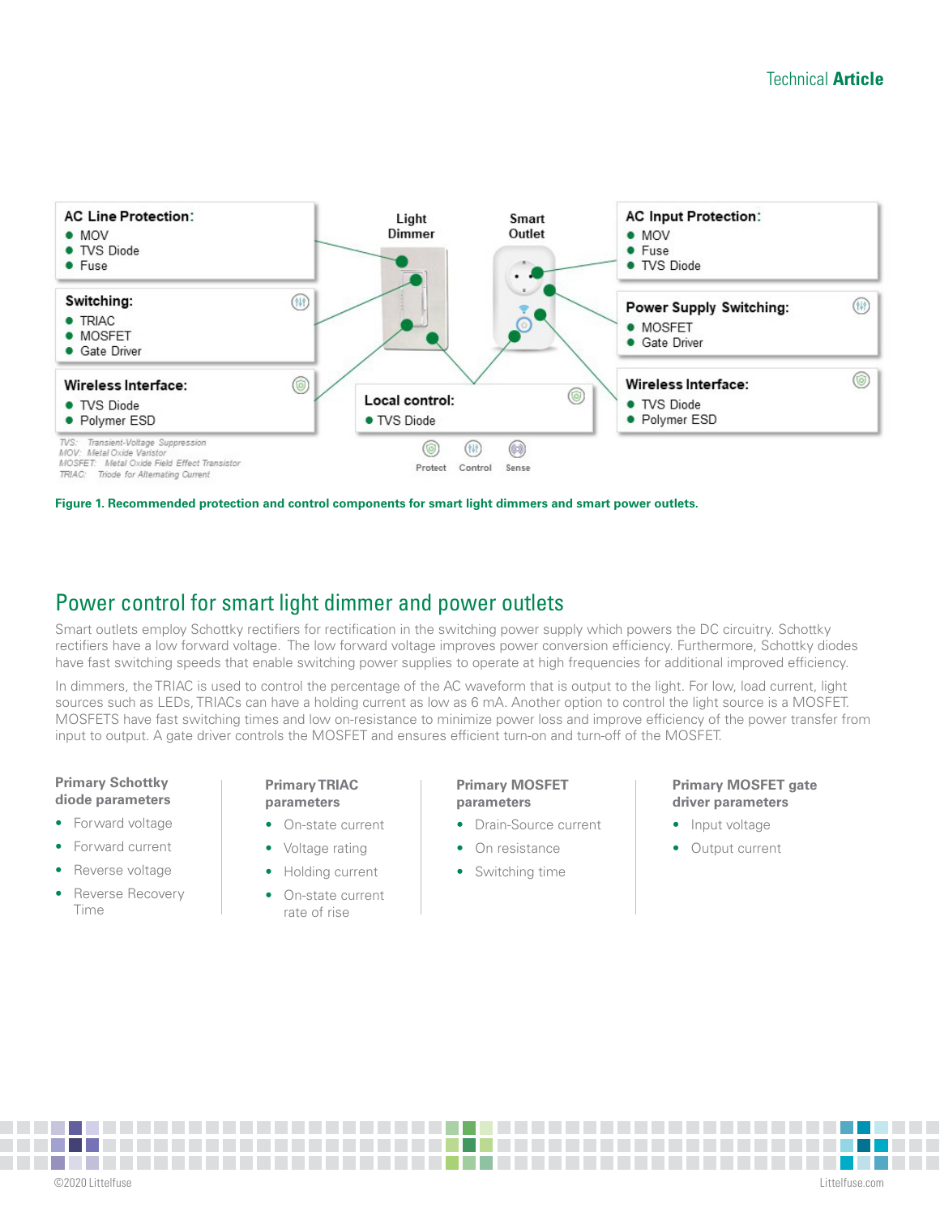**AC Line Protection:**
- MOV
- TVS Diode
- Fuse

**Switching:**
- TRIAC
- MOSFET
- Gate Driver

**Wireless Interface:**
- TVS Diode
- Polymer ESD

Light Dimmer

Smart Outlet

**Local control:**
- TVS Diode

**AC Input Protection:**
- MOV
- Fuse
- TVS Diode

**Power Supply Switching:**
- MOSFET
- Gate Driver

**Wireless Interface:**
- TVS Diode
- Polymer ESD

*TVS: Transient-Voltage Suppression*
*MOV: Metal Oxide Varistor*
*MOSFET: Metal Oxide Field Effect Transistor*
*TRIAC: Triode for Alternating Current*

Protect Control Sense

**Figure 1. Recommended protection and control components for smart light dimmers and smart power outlets.**

## Power control for smart light dimmer and power outlets

Smart outlets employ Schottky rectifiers for rectification in the switching power supply which powers the DC circuitry. Schottky rectifiers have a low forward voltage. The low forward voltage improves power conversion efficiency. Furthermore, Schottky diodes have fast switching speeds that enable switching power supplies to operate at high frequencies for additional improved efficiency.

In dimmers, the TRIAC is used to control the percentage of the AC waveform that is output to the light. For low, load current, light sources such as LEDs, TRIACs can have a holding current as low as 6 mA. Another option to control the light source is a MOSFET. MOSFETS have fast switching times and low on-resistance to minimize power loss and improve efficiency of the power transfer from input to output. A gate driver controls the MOSFET and ensures efficient turn-on and turn-off of the MOSFET.

**Primary Schottky diode parameters**
- Forward voltage
- Forward current
- Reverse voltage
- Reverse Recovery Time

**Primary TRIAC parameters**
- On-state current
- Voltage rating
- Holding current
- On-state current rate of rise

**Primary MOSFET parameters**
- Drain-Source current
- On resistance
- Switching time

**Primary MOSFET gate driver parameters**
- Input voltage
- Output current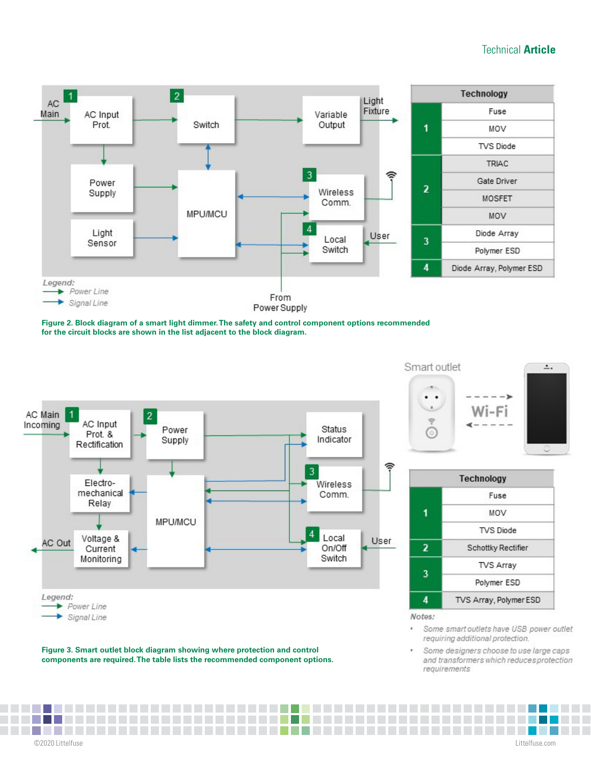| Technology | |
|---|---|
| 1 | Fuse |
| | MOV |
| | TVS Diode |
| 2 | TRIAC |
| | Gate Driver |
| | MOSFET |
| | MOV |
| 3 | Diode Array |
| | Polymer ESD |
| 4 | Diode Array, Polymer ESD |

**Figure 2. Block diagram of a smart light dimmer. The safety and control component options recommended for the circuit blocks are shown in the list adjacent to the block diagram.**

| Technology | |
|---|---|
| 1 | Fuse |
| | MOV |
| | TVS Diode |
| 2 | Schottky Rectifier |
| 3 | TVS Array |
| | Polymer ESD |
| 4 | TVS Array, Polymer ESD |

***Notes:***

- *Some smart outlets have USB power outlet requiring additional protection.*
- *Some designers choose to use large caps and transformers which reduce protection requirements*

**Figure 3. Smart outlet block diagram showing where protection and control components are required. The table lists the recommended component options.**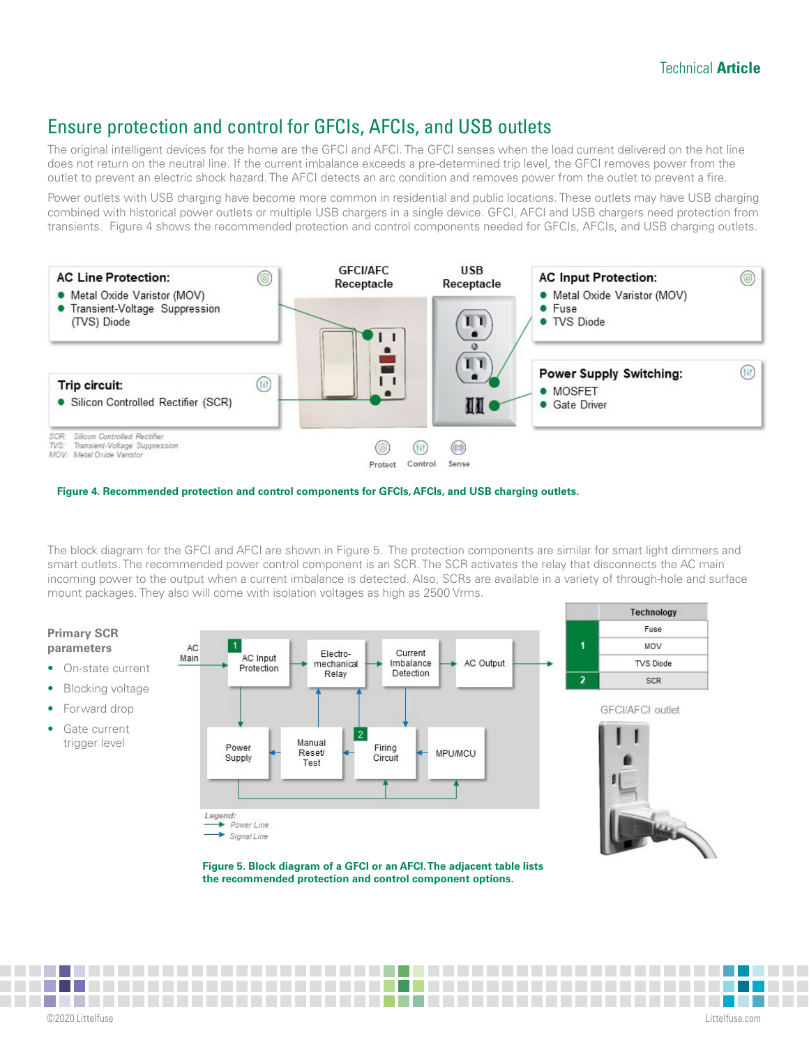## Ensure protection and control for GFCIs, AFCIs, and USB outlets

The original intelligent devices for the home are the GFCI and AFCI. The GFCI senses when the load current delivered on the hot line does not return on the neutral line. If the current imbalance exceeds a pre-determined trip level, the GFCI removes power from the outlet to prevent an electric shock hazard. The AFCI detects an arc condition and removes power from the outlet to prevent a fire.

Power outlets with USB charging have become more common in residential and public locations. These outlets may have USB charging combined with historical power outlets or multiple USB chargers in a single device. GFCI, AFCI and USB chargers need protection from transients. Figure 4 shows the recommended protection and control components needed for GFCIs, AFCIs, and USB charging outlets.

**AC Line Protection:**
- Metal Oxide Varistor (MOV)
- Transient-Voltage Suppression (TVS) Diode

**Trip circuit:**
- Silicon Controlled Rectifier (SCR)

**GFCI/AFC Receptacle** | **USB Receptacle**

**AC Input Protection:**
- Metal Oxide Varistor (MOV)
- Fuse
- TVS Diode

**Power Supply Switching:**
- MOSFET
- Gate Driver

*SCR: Silicon Controlled Rectifier*
*TVS: Transient-Voltage Suppression*
*MOV: Metal Oxide Varistor*

Protect | Control | Sense

**Figure 4. Recommended protection and control components for GFCIs, AFCIs, and USB charging outlets.**

The block diagram for the GFCI and AFCI are shown in Figure 5. The protection components are similar for smart light dimmers and smart outlets. The recommended power control component is an SCR. The SCR activates the relay that disconnects the AC main incoming power to the output when a current imbalance is detected. Also, SCRs are available in a variety of through-hole and surface mount packages. They also will come with isolation voltages as high as 2500 Vrms.

**Primary SCR parameters**
- On-state current
- Blocking voltage
- Forward drop
- Gate current trigger level

AC Main → 1 AC Input Protection → Electro-mechanical Relay → Current Imbalance Detection → AC Output

Power Supply ← Manual Reset/Test ← 2 Firing Circuit ← MPU/MCU

*Legend:*
*Power Line*
*Signal Line*

| | Technology |
|---|---|
| 1 | Fuse |
| | MOV |
| | TVS Diode |
| 2 | SCR |

GFCI/AFCI outlet

**Figure 5. Block diagram of a GFCI or an AFCI. The adjacent table lists the recommended protection and control component options.**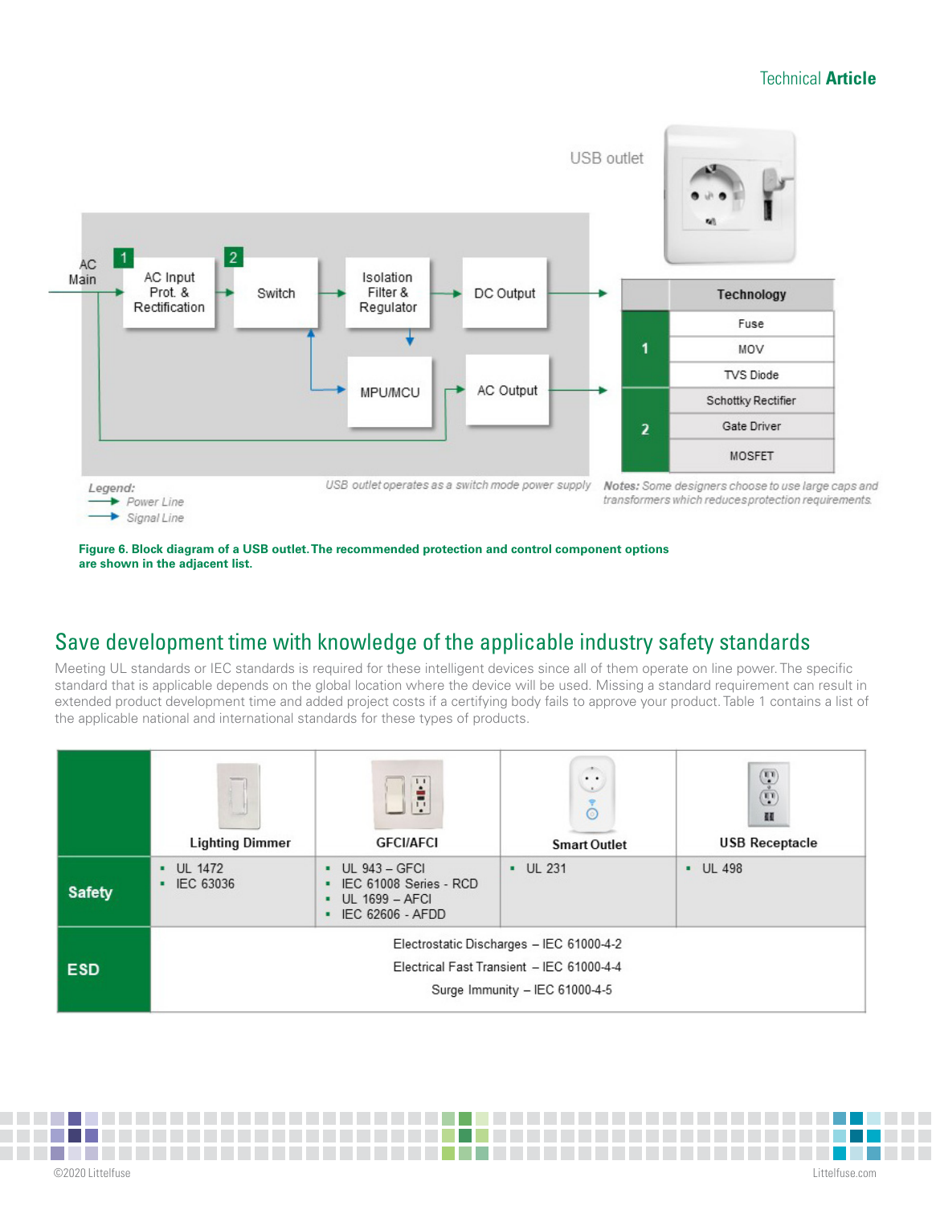USB outlet

AC Main → [1] AC Input Prot. & Rectification → [2] Switch → Isolation Filter & Regulator → DC Output

MPU/MCU → AC Output

| | Technology |
|---|---|
| 1 | Fuse |
| | MOV |
| | TVS Diode |
| 2 | Schottky Rectifier |
| | Gate Driver |
| | MOSFET |

*Legend:*
- *Power Line*
- *Signal Line*

*USB outlet operates as a switch mode power supply*

***Notes:** Some designers choose to use large caps and transformers which reduces protection requirements.*

**Figure 6. Block diagram of a USB outlet. The recommended protection and control component options are shown in the adjacent list.**

## Save development time with knowledge of the applicable industry safety standards

Meeting UL standards or IEC standards is required for these intelligent devices since all of them operate on line power. The specific standard that is applicable depends on the global location where the device will be used. Missing a standard requirement can result in extended product development time and added project costs if a certifying body fails to approve your product. Table 1 contains a list of the applicable national and international standards for these types of products.

| | Lighting Dimmer | GFCI/AFCI | Smart Outlet | USB Receptacle |
|---|---|---|---|---|
| **Safety** | • UL 1472<br>• IEC 63036 | • UL 943 – GFCI<br>• IEC 61008 Series - RCD<br>• UL 1699 – AFCI<br>• IEC 62606 - AFDD | • UL 231 | • UL 498 |
| **ESD** | Electrostatic Discharges – IEC 61000-4-2<br>Electrical Fast Transient – IEC 61000-4-4<br>Surge Immunity – IEC 61000-4-5 | | | |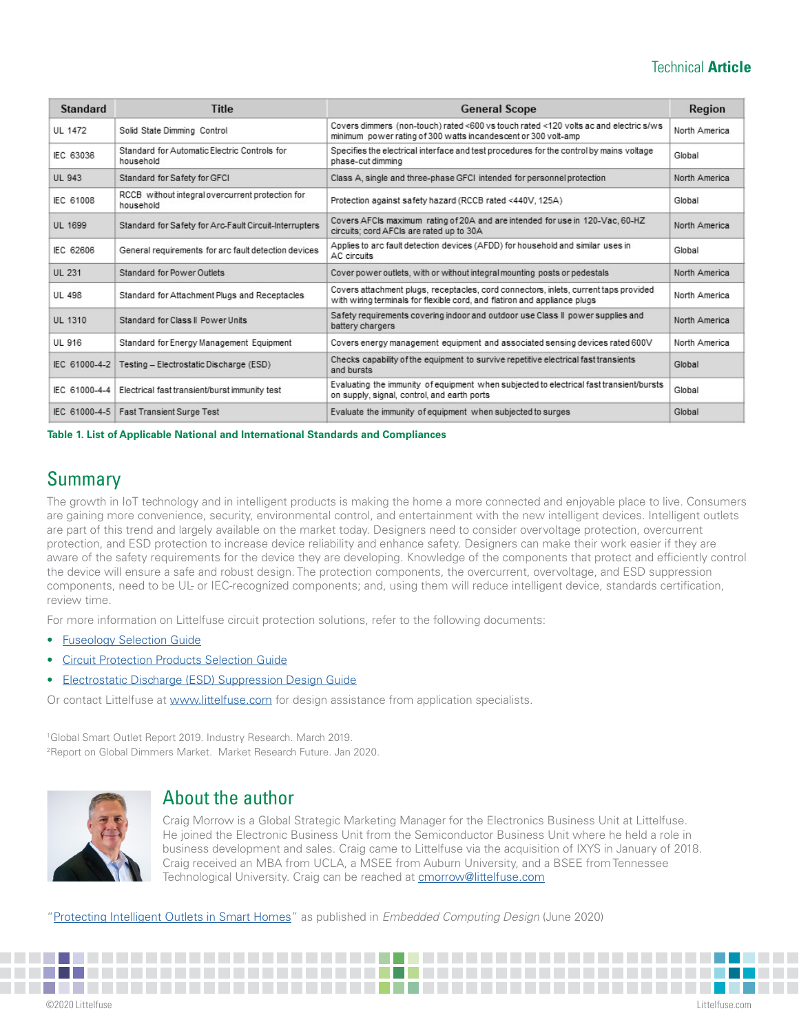| Standard | Title | General Scope | Region |
|---|---|---|---|
| UL 1472 | Solid State Dimming Control | Covers dimmers (non-touch) rated <600 vs touch rated <120 volts ac and electric s/ws minimum power rating of 300 watts incandescent or 300 volt-amp | North America |
| IEC 63036 | Standard for Automatic Electric Controls for household | Specifies the electrical interface and test procedures for the control by mains voltage phase-cut dimming | Global |
| UL 943 | Standard for Safety for GFCI | Class A, single and three-phase GFCI intended for personnel protection | North America |
| IEC 61008 | RCCB without integral overcurrent protection for household | Protection against safety hazard (RCCB rated <440V, 125A) | Global |
| UL 1699 | Standard for Safety for Arc-Fault Circuit-Interrupters | Covers AFCIs maximum rating of 20A and are intended for use in 120-Vac, 60-HZ circuits; cord AFCIs are rated up to 30A | North America |
| IEC 62606 | General requirements for arc fault detection devices | Applies to arc fault detection devices (AFDD) for household and similar uses in AC circuits | Global |
| UL 231 | Standard for Power Outlets | Cover power outlets, with or without integral mounting posts or pedestals | North America |
| UL 498 | Standard for Attachment Plugs and Receptacles | Covers attachment plugs, receptacles, cord connectors, inlets, current taps provided with wiring terminals for flexible cord, and flatiron and appliance plugs | North America |
| UL 1310 | Standard for Class II Power Units | Safety requirements covering indoor and outdoor use Class II power supplies and battery chargers | North America |
| UL 916 | Standard for Energy Management Equipment | Covers energy management equipment and associated sensing devices rated 600V | North America |
| IEC 61000-4-2 | Testing – Electrostatic Discharge (ESD) | Checks capability of the equipment to survive repetitive electrical fast transients and bursts | Global |
| IEC 61000-4-4 | Electrical fast transient/burst immunity test | Evaluating the immunity of equipment when subjected to electrical fast transient/bursts on supply, signal, control, and earth ports | Global |
| IEC 61000-4-5 | Fast Transient Surge Test | Evaluate the immunity of equipment when subjected to surges | Global |

**Table 1. List of Applicable National and International Standards and Compliances**

## Summary

The growth in IoT technology and in intelligent products is making the home a more connected and enjoyable place to live. Consumers are gaining more convenience, security, environmental control, and entertainment with the new intelligent devices. Intelligent outlets are part of this trend and largely available on the market today. Designers need to consider overvoltage protection, overcurrent protection, and ESD protection to increase device reliability and enhance safety. Designers can make their work easier if they are aware of the safety requirements for the device they are developing. Knowledge of the components that protect and efficiently control the device will ensure a safe and robust design. The protection components, the overcurrent, overvoltage, and ESD suppression components, need to be UL- or IEC-recognized components; and, using them will reduce intelligent device, standards certification, review time.

For more information on Littelfuse circuit protection solutions, refer to the following documents:

- Fuseology Selection Guide
- Circuit Protection Products Selection Guide
- Electrostatic Discharge (ESD) Suppression Design Guide

Or contact Littelfuse at www.littelfuse.com for design assistance from application specialists.

[1]Global Smart Outlet Report 2019. Industry Research. March 2019.
[2]Report on Global Dimmers Market. Market Research Future. Jan 2020.

## About the author

Craig Morrow is a Global Strategic Marketing Manager for the Electronics Business Unit at Littelfuse. He joined the Electronic Business Unit from the Semiconductor Business Unit where he held a role in business development and sales. Craig came to Littelfuse via the acquisition of IXYS in January of 2018. Craig received an MBA from UCLA, a MSEE from Auburn University, and a BSEE from Tennessee Technological University. Craig can be reached at cmorrow@littelfuse.com

"Protecting Intelligent Outlets in Smart Homes" as published in *Embedded Computing Design* (June 2020)

©2020 Littelfuse